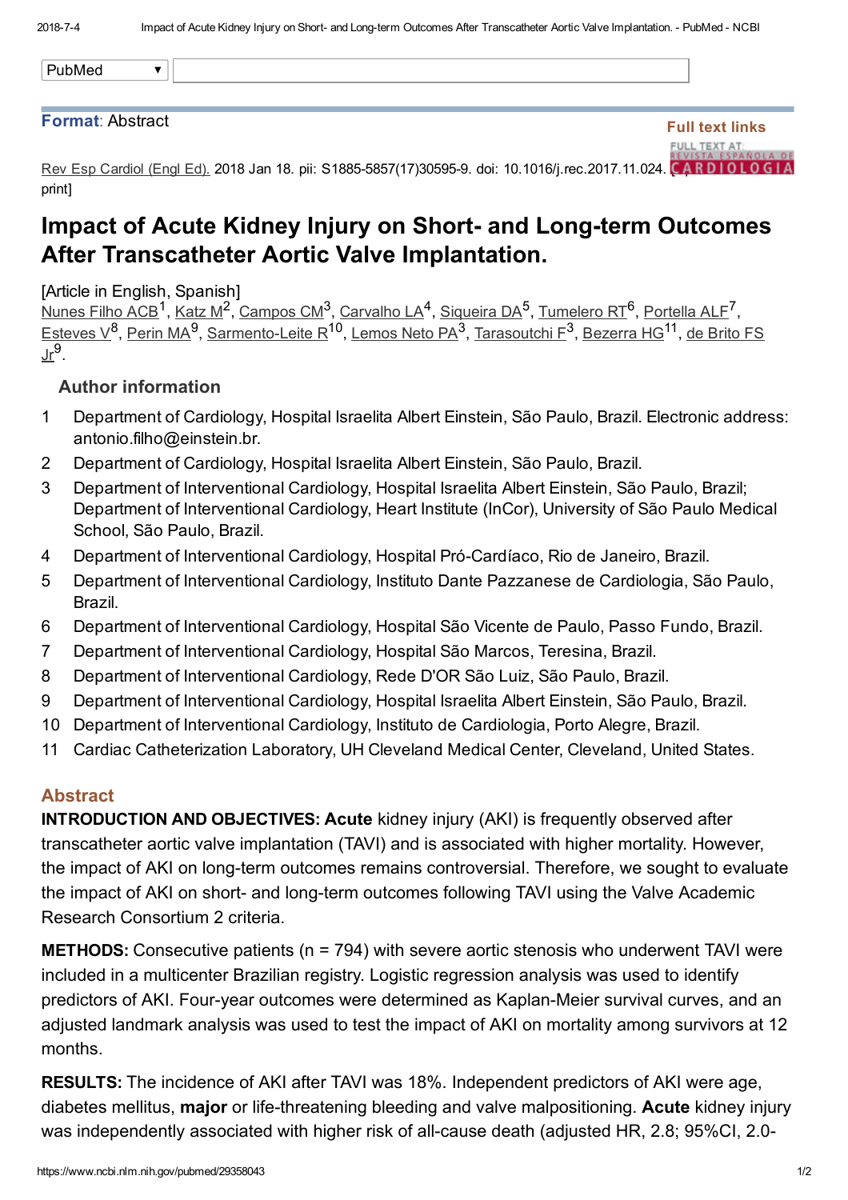PubMed

**Format**: Abstract

**Full text links**

Rev Esp Cardiol (Engl Ed). 2018 Jan 18. pii: S1885-5857(17)30595-9. doi: 10.1016/j.rec.2017.11.024. [Epub ahead of print]

# Impact of Acute Kidney Injury on Short- and Long-term Outcomes After Transcatheter Aortic Valve Implantation.

[Article in English, Spanish]

Nunes Filho ACB[1], Katz M[2], Campos CM[3], Carvalho LA[4], Siqueira DA[5], Tumelero RT[6], Portella ALF[7], Esteves V[8], Perin MA[9], Sarmento-Leite R[10], Lemos Neto PA[3], Tarasoutchi F[3], Bezerra HG[11], de Brito FS Jr[9].

## Author information

1. Department of Cardiology, Hospital Israelita Albert Einstein, São Paulo, Brazil. Electronic address: antonio.filho@einstein.br.
2. Department of Cardiology, Hospital Israelita Albert Einstein, São Paulo, Brazil.
3. Department of Interventional Cardiology, Hospital Israelita Albert Einstein, São Paulo, Brazil; Department of Interventional Cardiology, Heart Institute (InCor), University of São Paulo Medical School, São Paulo, Brazil.
4. Department of Interventional Cardiology, Hospital Pró-Cardíaco, Rio de Janeiro, Brazil.
5. Department of Interventional Cardiology, Instituto Dante Pazzanese de Cardiologia, São Paulo, Brazil.
6. Department of Interventional Cardiology, Hospital São Vicente de Paulo, Passo Fundo, Brazil.
7. Department of Interventional Cardiology, Hospital São Marcos, Teresina, Brazil.
8. Department of Interventional Cardiology, Rede D'OR São Luiz, São Paulo, Brazil.
9. Department of Interventional Cardiology, Hospital Israelita Albert Einstein, São Paulo, Brazil.
10. Department of Interventional Cardiology, Instituto de Cardiologia, Porto Alegre, Brazil.
11. Cardiac Catheterization Laboratory, UH Cleveland Medical Center, Cleveland, United States.

## Abstract

**INTRODUCTION AND OBJECTIVES: Acute** kidney injury (AKI) is frequently observed after transcatheter aortic valve implantation (TAVI) and is associated with higher mortality. However, the impact of AKI on long-term outcomes remains controversial. Therefore, we sought to evaluate the impact of AKI on short- and long-term outcomes following TAVI using the Valve Academic Research Consortium 2 criteria.

**METHODS:** Consecutive patients (n = 794) with severe aortic stenosis who underwent TAVI were included in a multicenter Brazilian registry. Logistic regression analysis was used to identify predictors of AKI. Four-year outcomes were determined as Kaplan-Meier survival curves, and an adjusted landmark analysis was used to test the impact of AKI on mortality among survivors at 12 months.

**RESULTS:** The incidence of AKI after TAVI was 18%. Independent predictors of AKI were age, diabetes mellitus, **major** or life-threatening bleeding and valve malpositioning. **Acute** kidney injury was independently associated with higher risk of all-cause death (adjusted HR, 2.8; 95%CI, 2.0-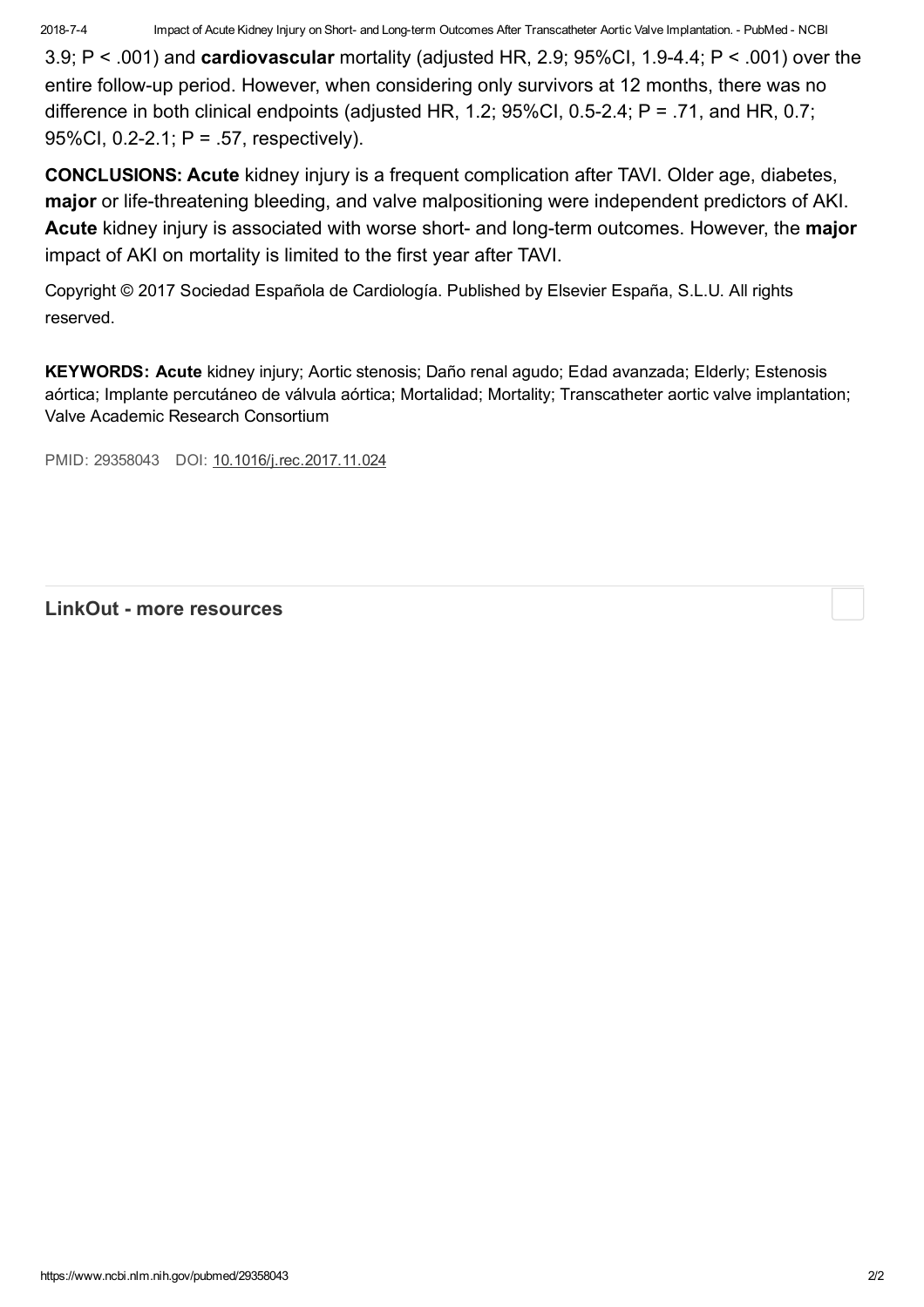3.9; P < .001) and **cardiovascular** mortality (adjusted HR, 2.9; 95%CI, 1.9-4.4; P < .001) over the entire follow-up period. However, when considering only survivors at 12 months, there was no difference in both clinical endpoints (adjusted HR, 1.2; 95%CI, 0.5-2.4; P = .71, and HR, 0.7; 95%CI, 0.2-2.1; P = .57, respectively).

**CONCLUSIONS: Acute** kidney injury is a frequent complication after TAVI. Older age, diabetes, **major** or life-threatening bleeding, and valve malpositioning were independent predictors of AKI. **Acute** kidney injury is associated with worse short- and long-term outcomes. However, the **major** impact of AKI on mortality is limited to the first year after TAVI.

Copyright © 2017 Sociedad Española de Cardiología. Published by Elsevier España, S.L.U. All rights reserved.

**KEYWORDS: Acute** kidney injury; Aortic stenosis; Daño renal agudo; Edad avanzada; Elderly; Estenosis aórtica; Implante percutáneo de válvula aórtica; Mortalidad; Mortality; Transcatheter aortic valve implantation; Valve Academic Research Consortium

PMID: 29358043 DOI: 10.1016/j.rec.2017.11.024

**LinkOut - more resources**